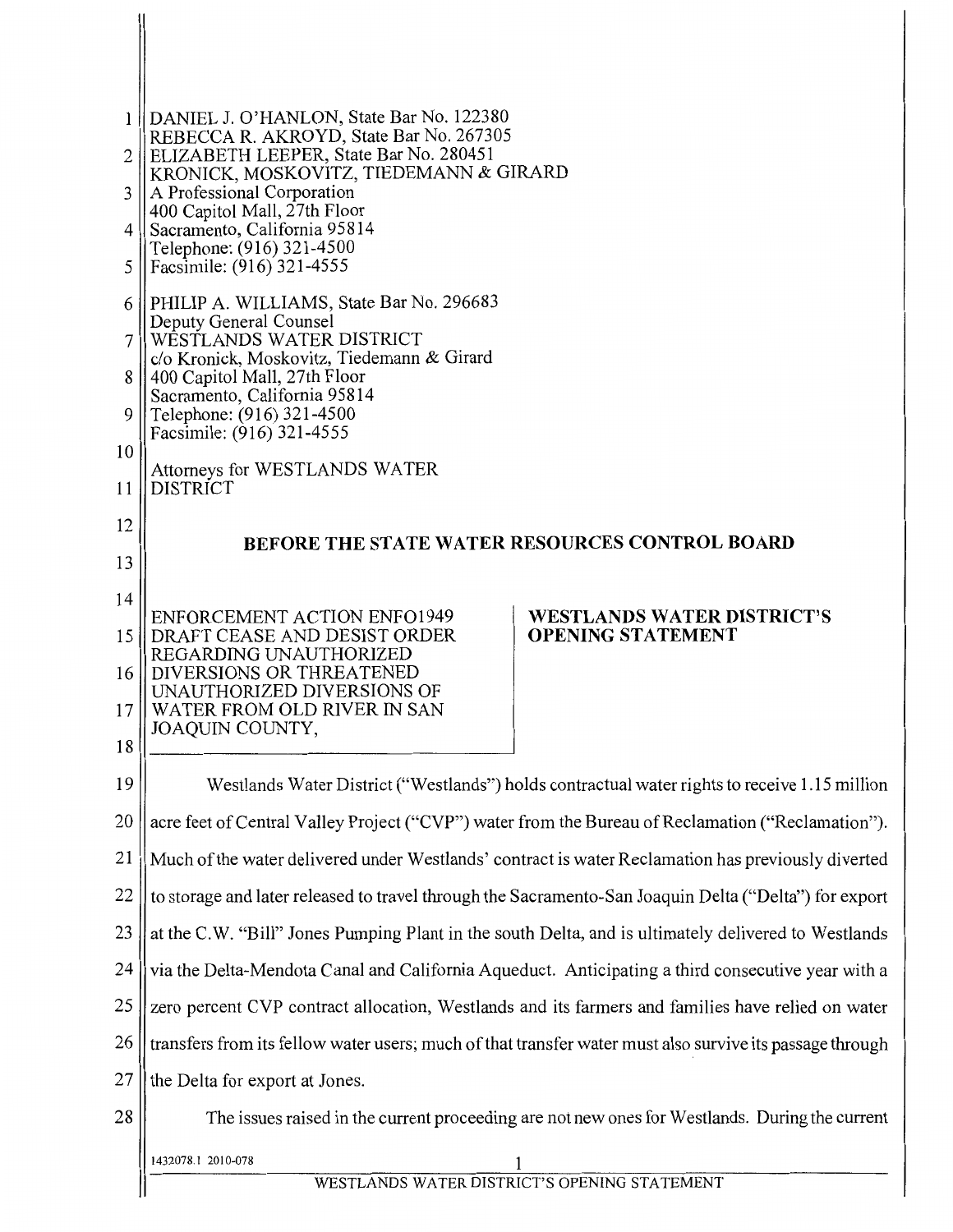DANIEL J. O'HANLON, State Bar No. 122380
REBECCA R. AKROYD, State Bar No. 267305
ELIZABETH LEEPER, State Bar No. 280451
KRONICK, MOSKOVITZ, TIEDEMANN & GIRARD
A Professional Corporation
400 Capitol Mall, 27th Floor
Sacramento, California 95814
Telephone: (916) 321-4500
Facsimile: (916) 321-4555

PHILIP A. WILLIAMS, State Bar No. 296683
Deputy General Counsel
WESTLANDS WATER DISTRICT
c/o Kronick, Moskovitz, Tiedemann & Girard
400 Capitol Mall, 27th Floor
Sacramento, California 95814
Telephone: (916) 321-4500
Facsimile: (916) 321-4555

Attorneys for WESTLANDS WATER DISTRICT

## BEFORE THE STATE WATER RESOURCES CONTROL BOARD

ENFORCEMENT ACTION ENFO1949
DRAFT CEASE AND DESIST ORDER REGARDING UNAUTHORIZED DIVERSIONS OR THREATENED UNAUTHORIZED DIVERSIONS OF WATER FROM OLD RIVER IN SAN JOAQUIN COUNTY,

**WESTLANDS WATER DISTRICT'S OPENING STATEMENT**

Westlands Water District ("Westlands") holds contractual water rights to receive 1.15 million acre feet of Central Valley Project ("CVP") water from the Bureau of Reclamation ("Reclamation"). Much of the water delivered under Westlands' contract is water Reclamation has previously diverted to storage and later released to travel through the Sacramento-San Joaquin Delta ("Delta") for export at the C.W. "Bill" Jones Pumping Plant in the south Delta, and is ultimately delivered to Westlands via the Delta-Mendota Canal and California Aqueduct. Anticipating a third consecutive year with a zero percent CVP contract allocation, Westlands and its farmers and families have relied on water transfers from its fellow water users; much of that transfer water must also survive its passage through the Delta for export at Jones.

The issues raised in the current proceeding are not new ones for Westlands. During the current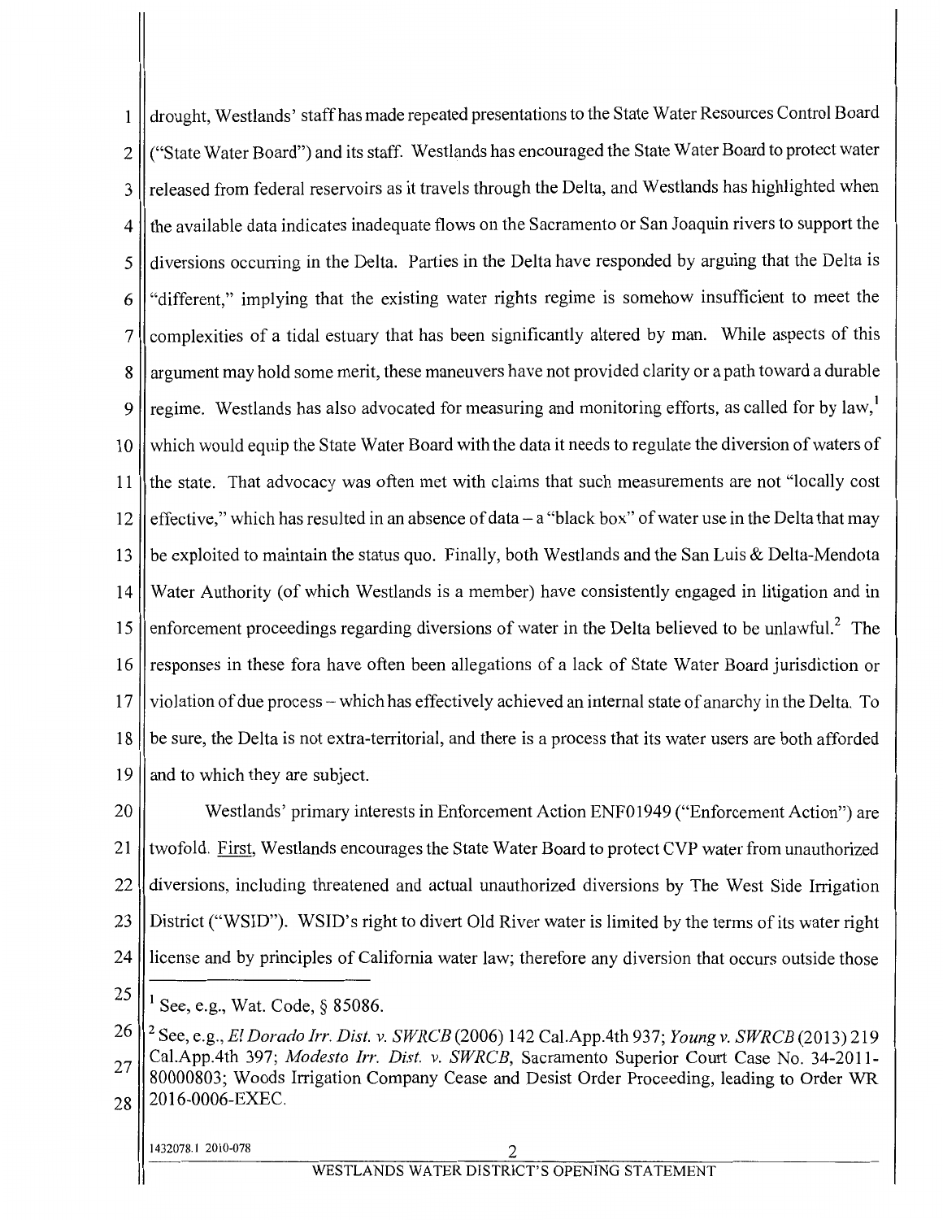drought, Westlands' staff has made repeated presentations to the State Water Resources Control Board ("State Water Board") and its staff. Westlands has encouraged the State Water Board to protect water released from federal reservoirs as it travels through the Delta, and Westlands has highlighted when the available data indicates inadequate flows on the Sacramento or San Joaquin rivers to support the diversions occurring in the Delta. Parties in the Delta have responded by arguing that the Delta is "different," implying that the existing water rights regime is somehow insufficient to meet the complexities of a tidal estuary that has been significantly altered by man. While aspects of this argument may hold some merit, these maneuvers have not provided clarity or a path toward a durable regime. Westlands has also advocated for measuring and monitoring efforts, as called for by law,[1] which would equip the State Water Board with the data it needs to regulate the diversion of waters of the state. That advocacy was often met with claims that such measurements are not "locally cost effective," which has resulted in an absence of data – a "black box" of water use in the Delta that may be exploited to maintain the status quo. Finally, both Westlands and the San Luis & Delta-Mendota Water Authority (of which Westlands is a member) have consistently engaged in litigation and in enforcement proceedings regarding diversions of water in the Delta believed to be unlawful.[2] The responses in these fora have often been allegations of a lack of State Water Board jurisdiction or violation of due process – which has effectively achieved an internal state of anarchy in the Delta. To be sure, the Delta is not extra-territorial, and there is a process that its water users are both afforded and to which they are subject.

Westlands' primary interests in Enforcement Action ENF01949 ("Enforcement Action") are twofold. First, Westlands encourages the State Water Board to protect CVP water from unauthorized diversions, including threatened and actual unauthorized diversions by The West Side Irrigation District ("WSID"). WSID's right to divert Old River water is limited by the terms of its water right license and by principles of California water law; therefore any diversion that occurs outside those

---

[1] See, e.g., Wat. Code, § 85086.

[2] See, e.g., *El Dorado Irr. Dist. v. SWRCB* (2006) 142 Cal.App.4th 937; *Young v. SWRCB* (2013) 219 Cal.App.4th 397; *Modesto Irr. Dist. v. SWRCB*, Sacramento Superior Court Case No. 34-2011-80000803; Woods Irrigation Company Cease and Desist Order Proceeding, leading to Order WR 2016-0006-EXEC.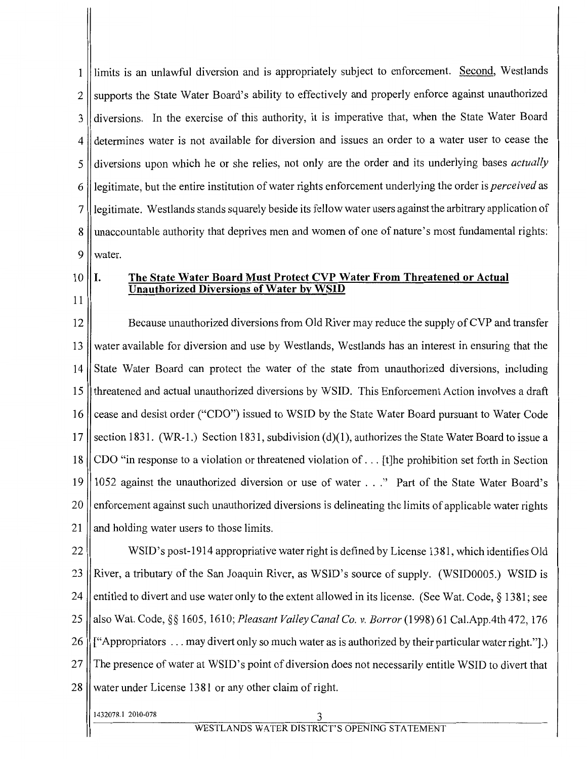limits is an unlawful diversion and is appropriately subject to enforcement. Second, Westlands supports the State Water Board's ability to effectively and properly enforce against unauthorized diversions. In the exercise of this authority, it is imperative that, when the State Water Board determines water is not available for diversion and issues an order to a water user to cease the diversions upon which he or she relies, not only are the order and its underlying bases *actually* legitimate, but the entire institution of water rights enforcement underlying the order is *perceived* as legitimate. Westlands stands squarely beside its fellow water users against the arbitrary application of unaccountable authority that deprives men and women of one of nature's most fundamental rights: water.

## I. The State Water Board Must Protect CVP Water From Threatened or Actual Unauthorized Diversions of Water by WSID

Because unauthorized diversions from Old River may reduce the supply of CVP and transfer water available for diversion and use by Westlands, Westlands has an interest in ensuring that the State Water Board can protect the water of the state from unauthorized diversions, including threatened and actual unauthorized diversions by WSID. This Enforcement Action involves a draft cease and desist order ("CDO") issued to WSID by the State Water Board pursuant to Water Code section 1831. (WR-1.) Section 1831, subdivision (d)(1), authorizes the State Water Board to issue a CDO "in response to a violation or threatened violation of . . . [t]he prohibition set forth in Section 1052 against the unauthorized diversion or use of water . . ." Part of the State Water Board's enforcement against such unauthorized diversions is delineating the limits of applicable water rights and holding water users to those limits.

WSID's post-1914 appropriative water right is defined by License 1381, which identifies Old River, a tributary of the San Joaquin River, as WSID's source of supply. (WSID0005.) WSID is entitled to divert and use water only to the extent allowed in its license. (See Wat. Code, § 1381; see also Wat. Code, §§ 1605, 1610; *Pleasant Valley Canal Co. v. Borror* (1998) 61 Cal.App.4th 472, 176 ["Appropriators . . . may divert only so much water as is authorized by their particular water right."].) The presence of water at WSID's point of diversion does not necessarily entitle WSID to divert that water under License 1381 or any other claim of right.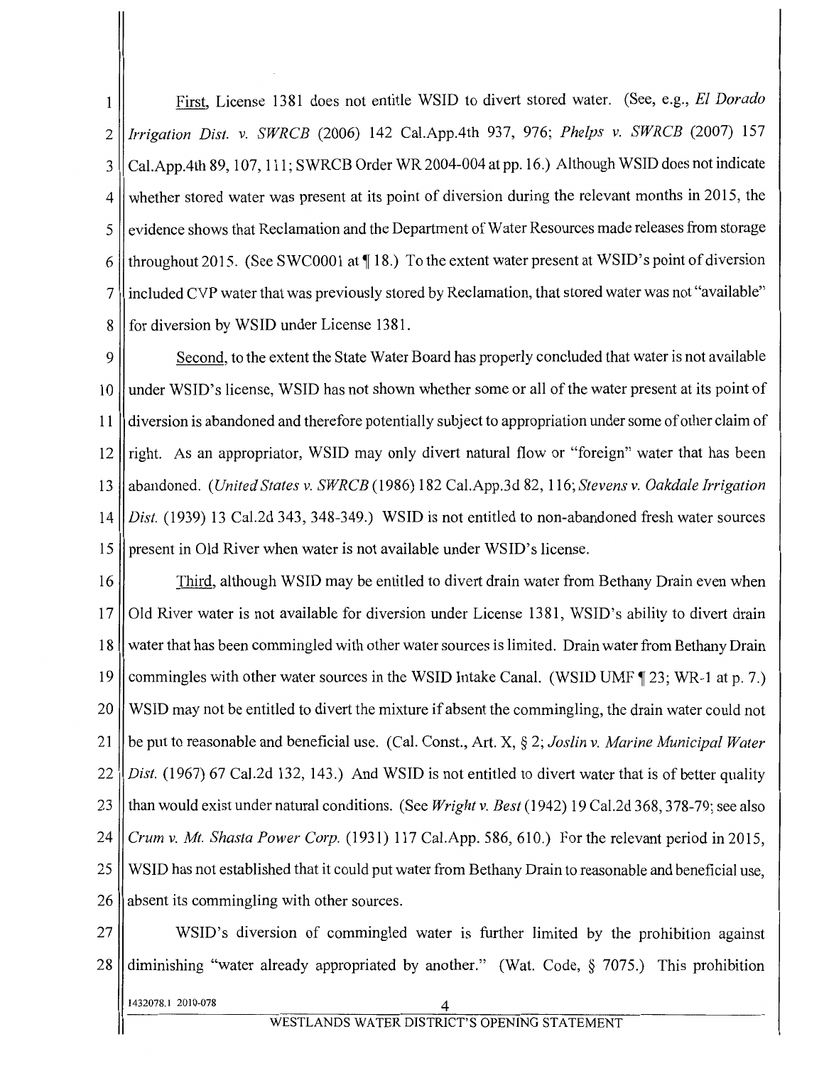First, License 1381 does not entitle WSID to divert stored water. (See, e.g., *El Dorado Irrigation Dist. v. SWRCB* (2006) 142 Cal.App.4th 937, 976; *Phelps v. SWRCB* (2007) 157 Cal.App.4th 89, 107, 111; SWRCB Order WR 2004-004 at pp. 16.) Although WSID does not indicate whether stored water was present at its point of diversion during the relevant months in 2015, the evidence shows that Reclamation and the Department of Water Resources made releases from storage throughout 2015. (See SWC0001 at ¶ 18.) To the extent water present at WSID's point of diversion included CVP water that was previously stored by Reclamation, that stored water was not "available" for diversion by WSID under License 1381.

Second, to the extent the State Water Board has properly concluded that water is not available under WSID's license, WSID has not shown whether some or all of the water present at its point of diversion is abandoned and therefore potentially subject to appropriation under some of other claim of right. As an appropriator, WSID may only divert natural flow or "foreign" water that has been abandoned. (*United States v. SWRCB* (1986) 182 Cal.App.3d 82, 116; *Stevens v. Oakdale Irrigation Dist.* (1939) 13 Cal.2d 343, 348-349.) WSID is not entitled to non-abandoned fresh water sources present in Old River when water is not available under WSID's license.

Third, although WSID may be entitled to divert drain water from Bethany Drain even when Old River water is not available for diversion under License 1381, WSID's ability to divert drain water that has been commingled with other water sources is limited. Drain water from Bethany Drain commingles with other water sources in the WSID Intake Canal. (WSID UMF ¶ 23; WR-1 at p. 7.) WSID may not be entitled to divert the mixture if absent the commingling, the drain water could not be put to reasonable and beneficial use. (Cal. Const., Art. X, § 2; *Joslin v. Marine Municipal Water Dist.* (1967) 67 Cal.2d 132, 143.) And WSID is not entitled to divert water that is of better quality than would exist under natural conditions. (See *Wright v. Best* (1942) 19 Cal.2d 368, 378-79; see also *Crum v. Mt. Shasta Power Corp.* (1931) 117 Cal.App. 586, 610.) For the relevant period in 2015, WSID has not established that it could put water from Bethany Drain to reasonable and beneficial use, absent its commingling with other sources.

WSID's diversion of commingled water is further limited by the prohibition against diminishing "water already appropriated by another." (Wat. Code, § 7075.) This prohibition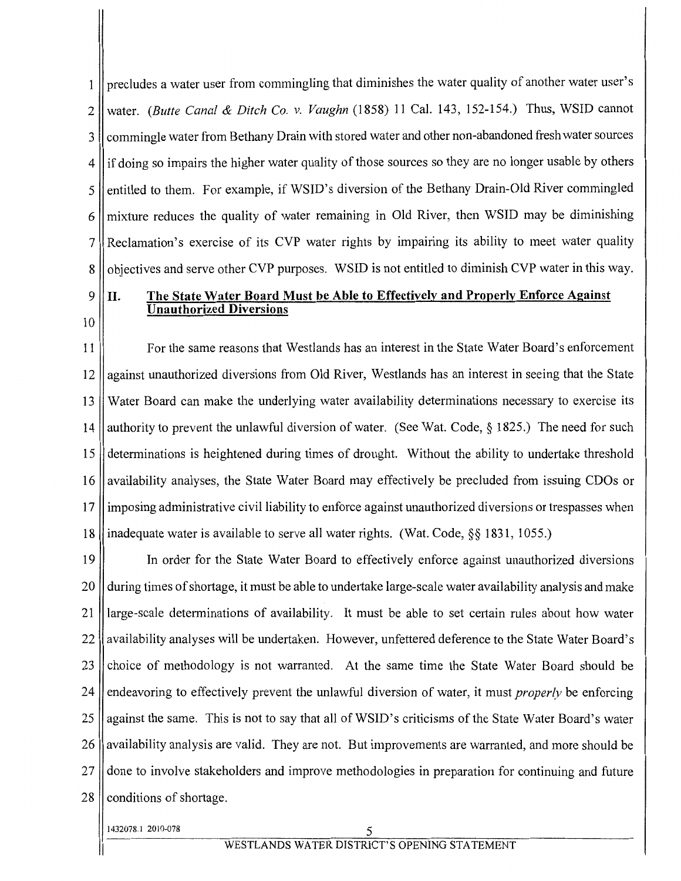precludes a water user from commingling that diminishes the water quality of another water user's water. (*Butte Canal & Ditch Co. v. Vaughn* (1858) 11 Cal. 143, 152-154.) Thus, WSID cannot commingle water from Bethany Drain with stored water and other non-abandoned fresh water sources if doing so impairs the higher water quality of those sources so they are no longer usable by others entitled to them. For example, if WSID's diversion of the Bethany Drain-Old River commingled mixture reduces the quality of water remaining in Old River, then WSID may be diminishing Reclamation's exercise of its CVP water rights by impairing its ability to meet water quality objectives and serve other CVP purposes. WSID is not entitled to diminish CVP water in this way.

## II. The State Water Board Must be Able to Effectively and Properly Enforce Against Unauthorized Diversions

For the same reasons that Westlands has an interest in the State Water Board's enforcement against unauthorized diversions from Old River, Westlands has an interest in seeing that the State Water Board can make the underlying water availability determinations necessary to exercise its authority to prevent the unlawful diversion of water. (See Wat. Code, § 1825.) The need for such determinations is heightened during times of drought. Without the ability to undertake threshold availability analyses, the State Water Board may effectively be precluded from issuing CDOs or imposing administrative civil liability to enforce against unauthorized diversions or trespasses when inadequate water is available to serve all water rights. (Wat. Code, §§ 1831, 1055.)

In order for the State Water Board to effectively enforce against unauthorized diversions during times of shortage, it must be able to undertake large-scale water availability analysis and make large-scale determinations of availability. It must be able to set certain rules about how water availability analyses will be undertaken. However, unfettered deference to the State Water Board's choice of methodology is not warranted. At the same time the State Water Board should be endeavoring to effectively prevent the unlawful diversion of water, it must *properly* be enforcing against the same. This is not to say that all of WSID's criticisms of the State Water Board's water availability analysis are valid. They are not. But improvements are warranted, and more should be done to involve stakeholders and improve methodologies in preparation for continuing and future conditions of shortage.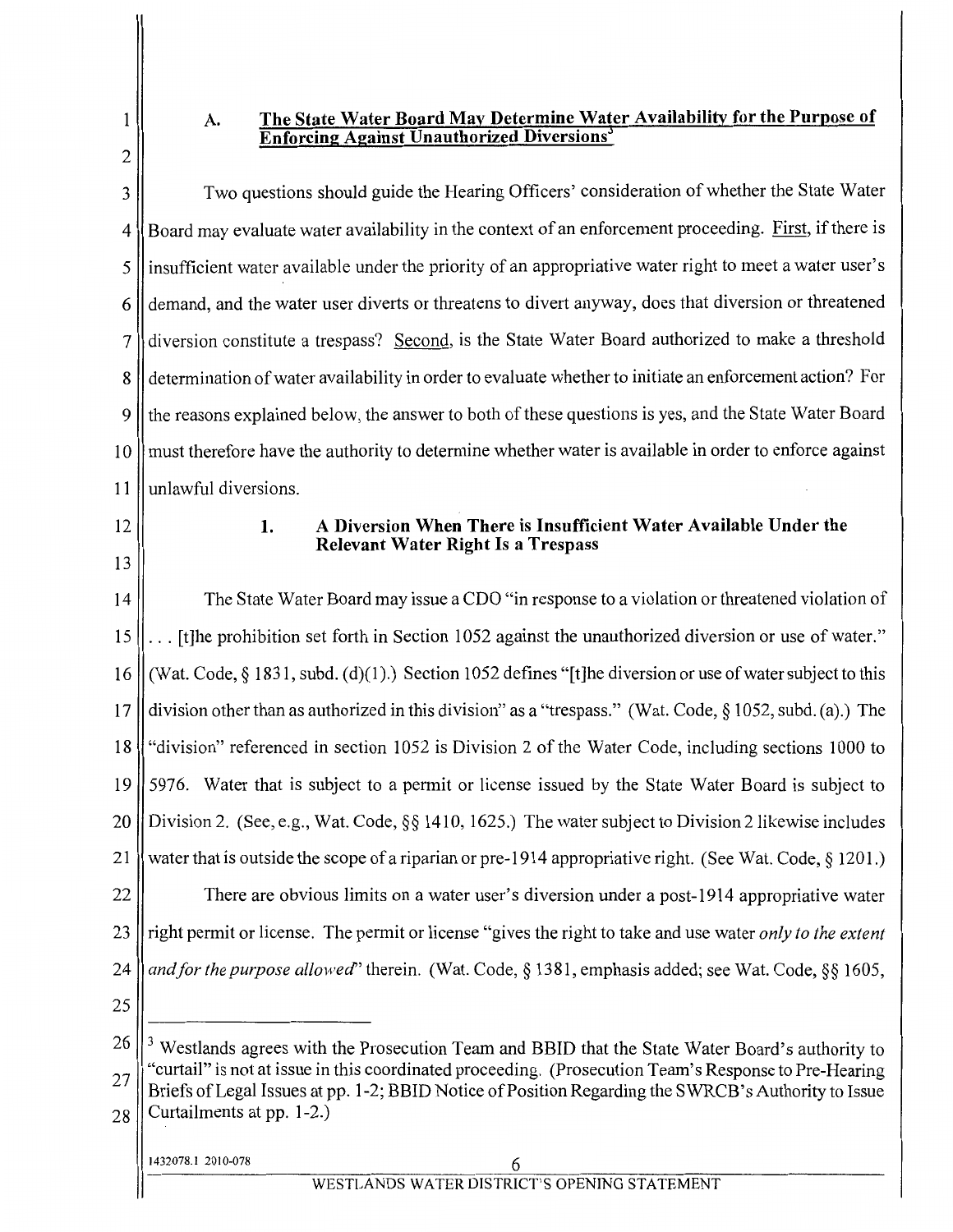## A. The State Water Board May Determine Water Availability for the Purpose of Enforcing Against Unauthorized Diversions[3]

Two questions should guide the Hearing Officers' consideration of whether the State Water Board may evaluate water availability in the context of an enforcement proceeding. First, if there is insufficient water available under the priority of an appropriative water right to meet a water user's demand, and the water user diverts or threatens to divert anyway, does that diversion or threatened diversion constitute a trespass? Second, is the State Water Board authorized to make a threshold determination of water availability in order to evaluate whether to initiate an enforcement action? For the reasons explained below, the answer to both of these questions is yes, and the State Water Board must therefore have the authority to determine whether water is available in order to enforce against unlawful diversions.

### 1. A Diversion When There is Insufficient Water Available Under the Relevant Water Right Is a Trespass

The State Water Board may issue a CDO "in response to a violation or threatened violation of . . . [t]he prohibition set forth in Section 1052 against the unauthorized diversion or use of water." (Wat. Code, § 1831, subd. (d)(1).) Section 1052 defines "[t]he diversion or use of water subject to this division other than as authorized in this division" as a "trespass." (Wat. Code, § 1052, subd. (a).) The "division" referenced in section 1052 is Division 2 of the Water Code, including sections 1000 to 5976. Water that is subject to a permit or license issued by the State Water Board is subject to Division 2. (See, e.g., Wat. Code, §§ 1410, 1625.) The water subject to Division 2 likewise includes water that is outside the scope of a riparian or pre-1914 appropriative right. (See Wat. Code, § 1201.)

There are obvious limits on a water user's diversion under a post-1914 appropriative water right permit or license. The permit or license "gives the right to take and use water *only to the extent and for the purpose allowed*" therein. (Wat. Code, § 1381, emphasis added; see Wat. Code, §§ 1605,

[3] Westlands agrees with the Prosecution Team and BBID that the State Water Board's authority to "curtail" is not at issue in this coordinated proceeding. (Prosecution Team's Response to Pre-Hearing Briefs of Legal Issues at pp. 1-2; BBID Notice of Position Regarding the SWRCB's Authority to Issue Curtailments at pp. 1-2.)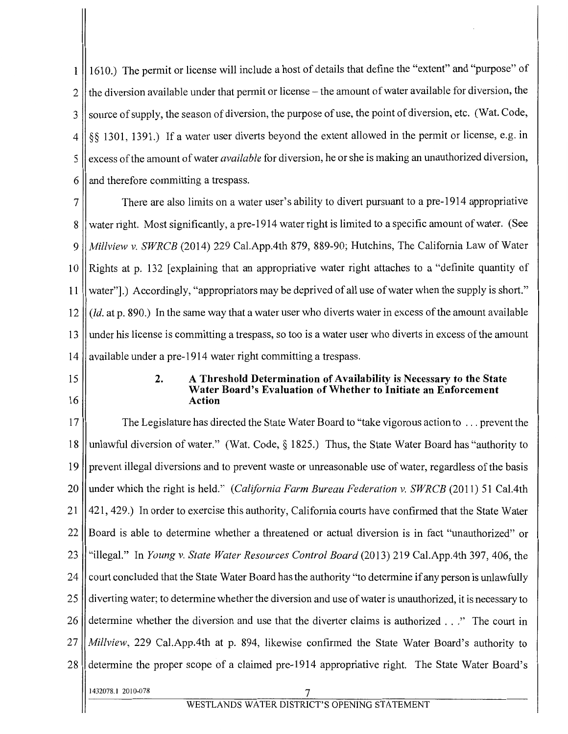1610.) The permit or license will include a host of details that define the "extent" and "purpose" of the diversion available under that permit or license – the amount of water available for diversion, the source of supply, the season of diversion, the purpose of use, the point of diversion, etc. (Wat. Code, §§ 1301, 1391.) If a water user diverts beyond the extent allowed in the permit or license, e.g. in excess of the amount of water *available* for diversion, he or she is making an unauthorized diversion, and therefore committing a trespass.

There are also limits on a water user's ability to divert pursuant to a pre-1914 appropriative water right. Most significantly, a pre-1914 water right is limited to a specific amount of water. (See *Millview v. SWRCB* (2014) 229 Cal.App.4th 879, 889-90; Hutchins, The California Law of Water Rights at p. 132 [explaining that an appropriative water right attaches to a "definite quantity of water"].) Accordingly, "appropriators may be deprived of all use of water when the supply is short." (*Id.* at p. 890.) In the same way that a water user who diverts water in excess of the amount available under his license is committing a trespass, so too is a water user who diverts in excess of the amount available under a pre-1914 water right committing a trespass.

### 2. A Threshold Determination of Availability is Necessary to the State Water Board's Evaluation of Whether to Initiate an Enforcement Action

The Legislature has directed the State Water Board to "take vigorous action to . . . prevent the unlawful diversion of water." (Wat. Code, § 1825.) Thus, the State Water Board has "authority to prevent illegal diversions and to prevent waste or unreasonable use of water, regardless of the basis under which the right is held." (*California Farm Bureau Federation v. SWRCB* (2011) 51 Cal.4th 421, 429.) In order to exercise this authority, California courts have confirmed that the State Water Board is able to determine whether a threatened or actual diversion is in fact "unauthorized" or "illegal." In *Young v. State Water Resources Control Board* (2013) 219 Cal.App.4th 397, 406, the court concluded that the State Water Board has the authority "to determine if any person is unlawfully diverting water; to determine whether the diversion and use of water is unauthorized, it is necessary to determine whether the diversion and use that the diverter claims is authorized . . ." The court in *Millview*, 229 Cal.App.4th at p. 894, likewise confirmed the State Water Board's authority to determine the proper scope of a claimed pre-1914 appropriative right. The State Water Board's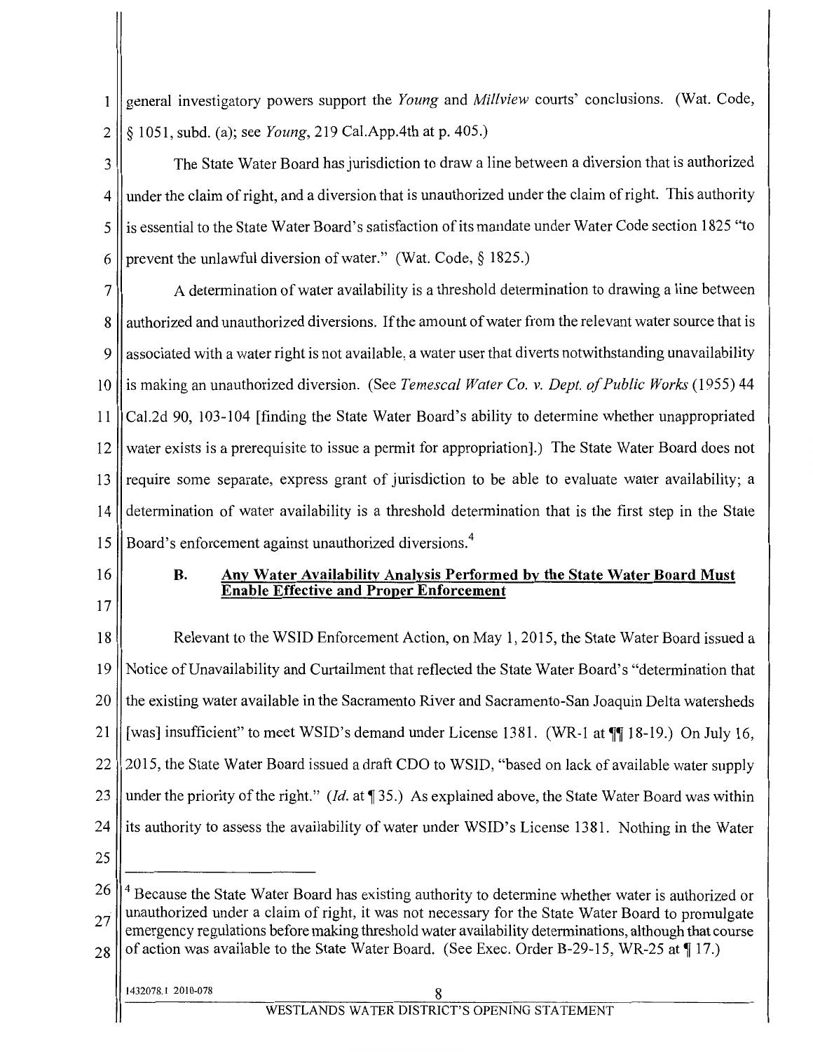general investigatory powers support the *Young* and *Millview* courts' conclusions. (Wat. Code, § 1051, subd. (a); see *Young*, 219 Cal.App.4th at p. 405.)

The State Water Board has jurisdiction to draw a line between a diversion that is authorized under the claim of right, and a diversion that is unauthorized under the claim of right. This authority is essential to the State Water Board's satisfaction of its mandate under Water Code section 1825 "to prevent the unlawful diversion of water." (Wat. Code, § 1825.)

A determination of water availability is a threshold determination to drawing a line between authorized and unauthorized diversions. If the amount of water from the relevant water source that is associated with a water right is not available, a water user that diverts notwithstanding unavailability is making an unauthorized diversion. (See *Temescal Water Co. v. Dept. of Public Works* (1955) 44 Cal.2d 90, 103-104 [finding the State Water Board's ability to determine whether unappropriated water exists is a prerequisite to issue a permit for appropriation].) The State Water Board does not require some separate, express grant of jurisdiction to be able to evaluate water availability; a determination of water availability is a threshold determination that is the first step in the State Board's enforcement against unauthorized diversions.[4]

### B. <u>Any Water Availability Analysis Performed by the State Water Board Must Enable Effective and Proper Enforcement</u>

Relevant to the WSID Enforcement Action, on May 1, 2015, the State Water Board issued a Notice of Unavailability and Curtailment that reflected the State Water Board's "determination that the existing water available in the Sacramento River and Sacramento-San Joaquin Delta watersheds [was] insufficient" to meet WSID's demand under License 1381. (WR-1 at ¶¶ 18-19.) On July 16, 2015, the State Water Board issued a draft CDO to WSID, "based on lack of available water supply under the priority of the right." (*Id.* at ¶ 35.) As explained above, the State Water Board was within its authority to assess the availability of water under WSID's License 1381. Nothing in the Water

---

[4] Because the State Water Board has existing authority to determine whether water is authorized or unauthorized under a claim of right, it was not necessary for the State Water Board to promulgate emergency regulations before making threshold water availability determinations, although that course of action was available to the State Water Board. (See Exec. Order B-29-15, WR-25 at ¶ 17.)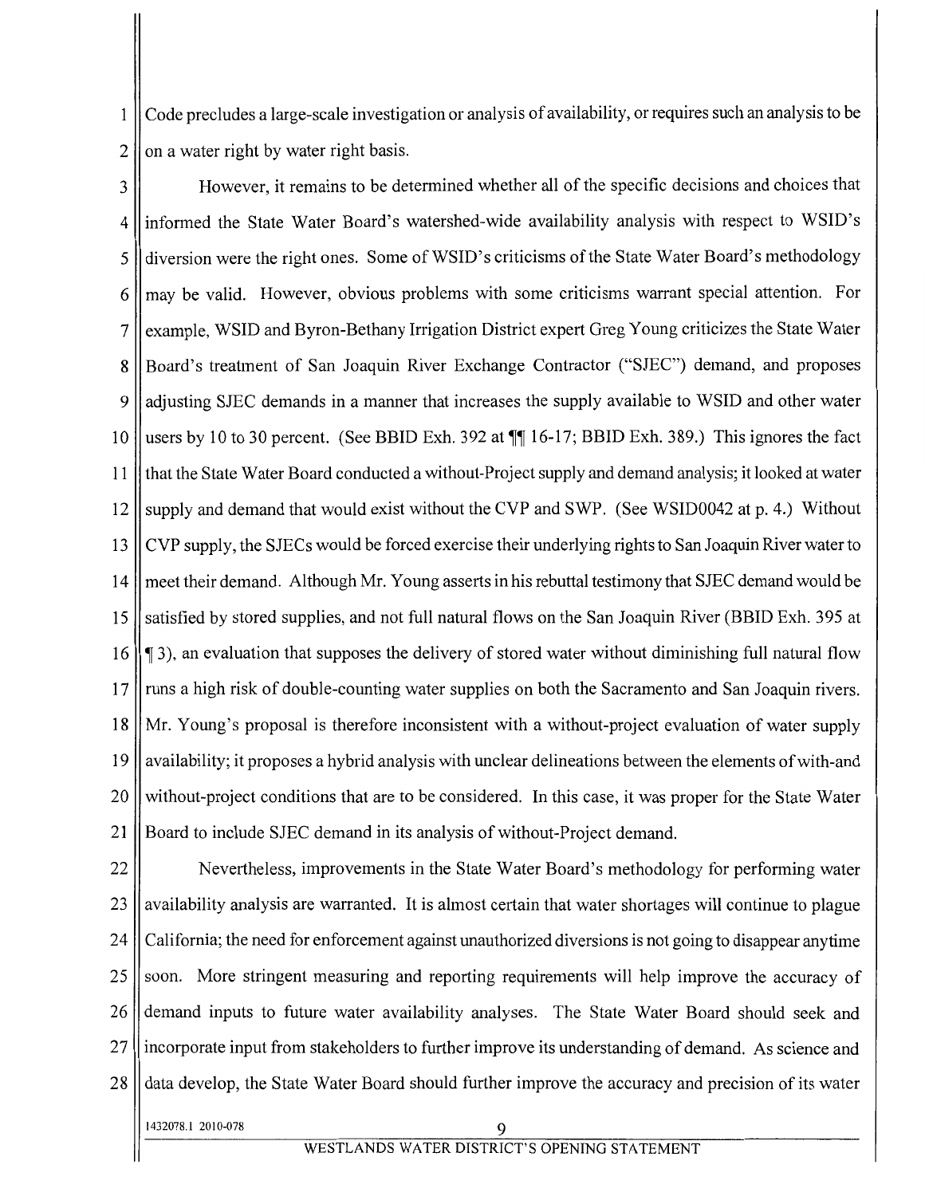Code precludes a large-scale investigation or analysis of availability, or requires such an analysis to be on a water right by water right basis.

However, it remains to be determined whether all of the specific decisions and choices that informed the State Water Board's watershed-wide availability analysis with respect to WSID's diversion were the right ones. Some of WSID's criticisms of the State Water Board's methodology may be valid. However, obvious problems with some criticisms warrant special attention. For example, WSID and Byron-Bethany Irrigation District expert Greg Young criticizes the State Water Board's treatment of San Joaquin River Exchange Contractor ("SJEC") demand, and proposes adjusting SJEC demands in a manner that increases the supply available to WSID and other water users by 10 to 30 percent. (See BBID Exh. 392 at ¶¶ 16-17; BBID Exh. 389.) This ignores the fact that the State Water Board conducted a without-Project supply and demand analysis; it looked at water supply and demand that would exist without the CVP and SWP. (See WSID0042 at p. 4.) Without CVP supply, the SJECs would be forced exercise their underlying rights to San Joaquin River water to meet their demand. Although Mr. Young asserts in his rebuttal testimony that SJEC demand would be satisfied by stored supplies, and not full natural flows on the San Joaquin River (BBID Exh. 395 at ¶ 3), an evaluation that supposes the delivery of stored water without diminishing full natural flow runs a high risk of double-counting water supplies on both the Sacramento and San Joaquin rivers. Mr. Young's proposal is therefore inconsistent with a without-project evaluation of water supply availability; it proposes a hybrid analysis with unclear delineations between the elements of with-and without-project conditions that are to be considered. In this case, it was proper for the State Water Board to include SJEC demand in its analysis of without-Project demand.

Nevertheless, improvements in the State Water Board's methodology for performing water availability analysis are warranted. It is almost certain that water shortages will continue to plague California; the need for enforcement against unauthorized diversions is not going to disappear anytime soon. More stringent measuring and reporting requirements will help improve the accuracy of demand inputs to future water availability analyses. The State Water Board should seek and incorporate input from stakeholders to further improve its understanding of demand. As science and data develop, the State Water Board should further improve the accuracy and precision of its water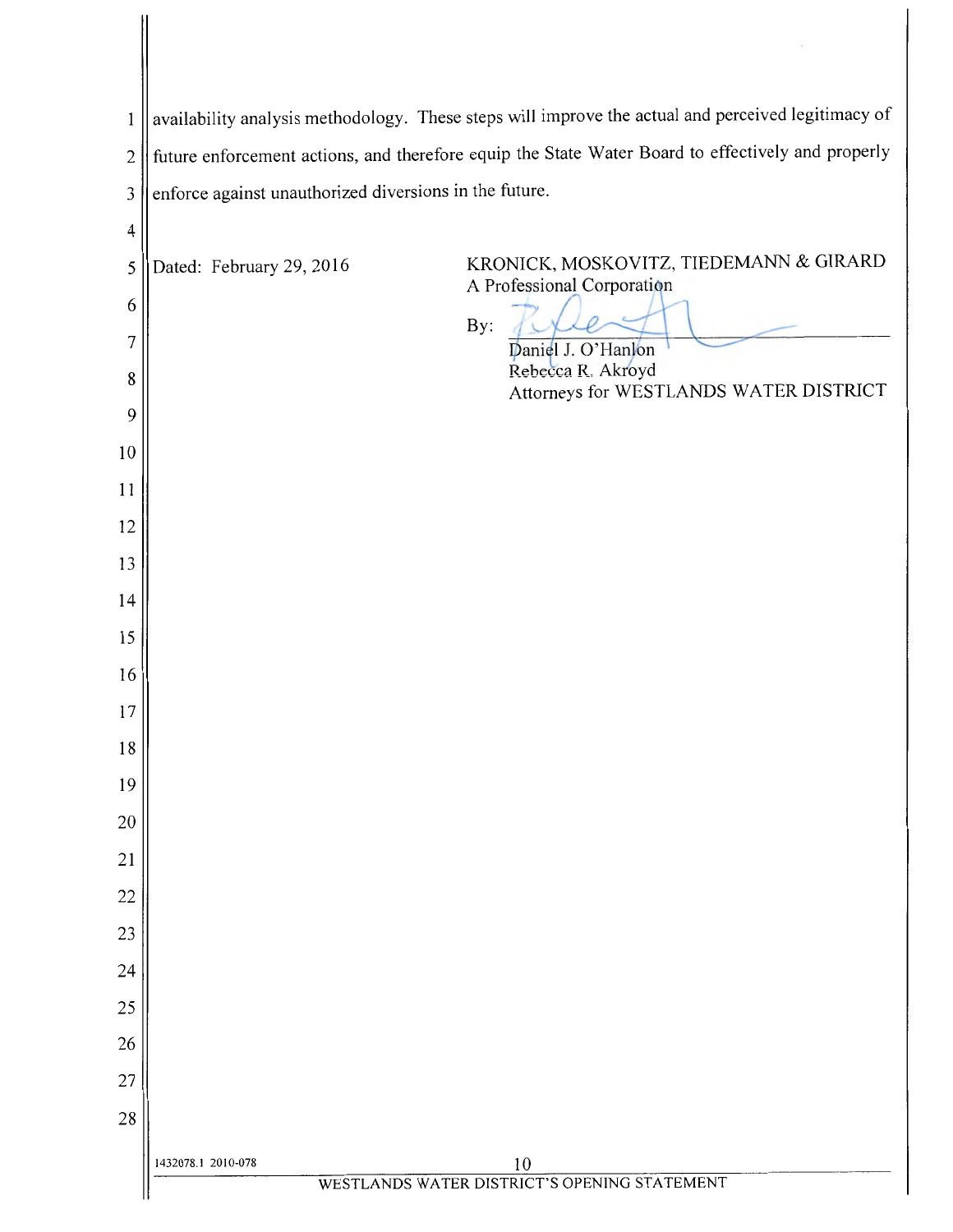availability analysis methodology. These steps will improve the actual and perceived legitimacy of future enforcement actions, and therefore equip the State Water Board to effectively and properly enforce against unauthorized diversions in the future.

Dated: February 29, 2016

KRONICK, MOSKOVITZ, TIEDEMANN & GIRARD
A Professional Corporation

By: ______________________________
Daniel J. O'Hanlon
Rebecca R. Akroyd
Attorneys for WESTLANDS WATER DISTRICT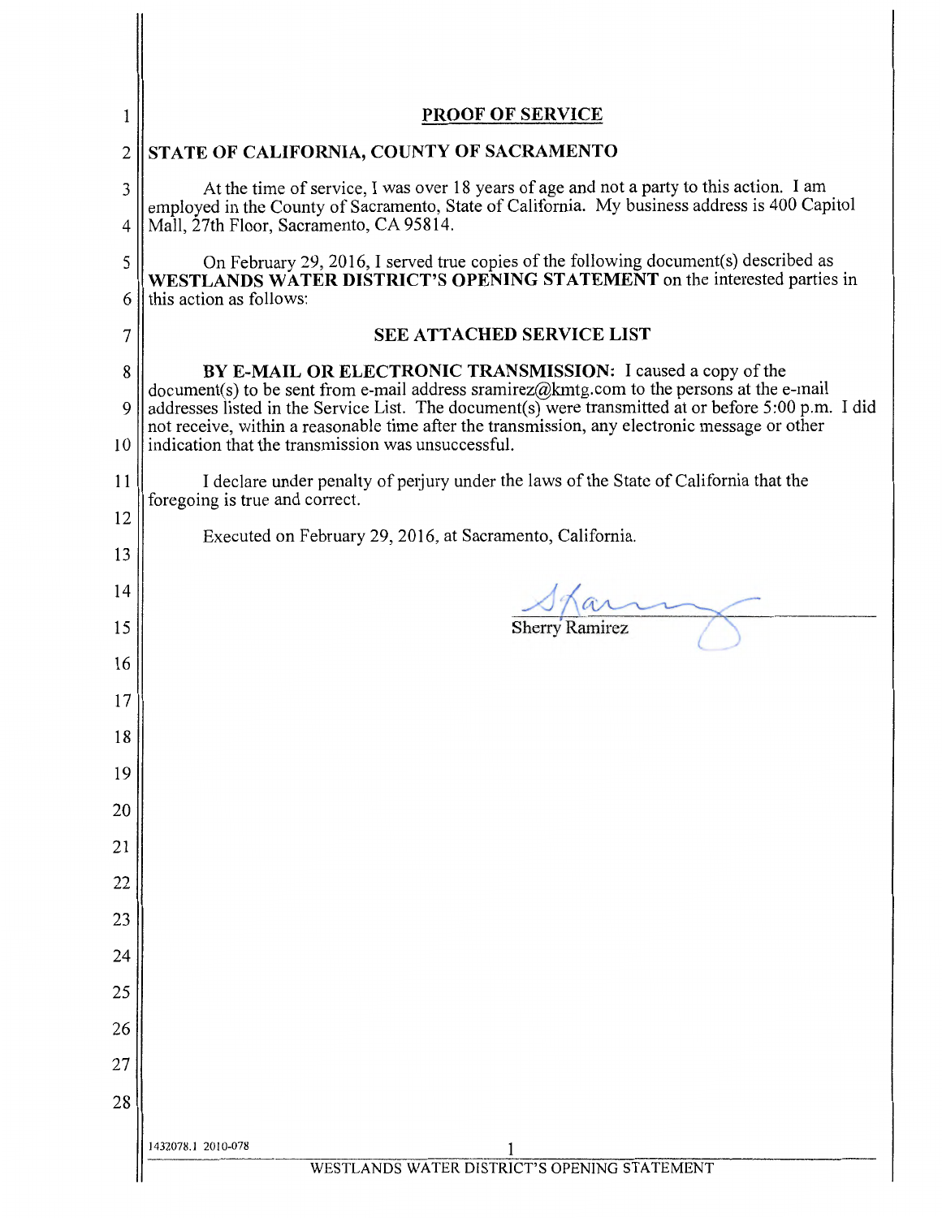# PROOF OF SERVICE

**STATE OF CALIFORNIA, COUNTY OF SACRAMENTO**

At the time of service, I was over 18 years of age and not a party to this action. I am employed in the County of Sacramento, State of California. My business address is 400 Capitol Mall, 27th Floor, Sacramento, CA 95814.

On February 29, 2016, I served true copies of the following document(s) described as **WESTLANDS WATER DISTRICT'S OPENING STATEMENT** on the interested parties in this action as follows:

**SEE ATTACHED SERVICE LIST**

**BY E-MAIL OR ELECTRONIC TRANSMISSION:** I caused a copy of the document(s) to be sent from e-mail address sramirez@kmtg.com to the persons at the e-mail addresses listed in the Service List. The document(s) were transmitted at or before 5:00 p.m. I did not receive, within a reasonable time after the transmission, any electronic message or other indication that the transmission was unsuccessful.

I declare under penalty of perjury under the laws of the State of California that the foregoing is true and correct.

Executed on February 29, 2016, at Sacramento, California.

Sherry Ramirez

1432078.1 2010-078

WESTLANDS WATER DISTRICT'S OPENING STATEMENT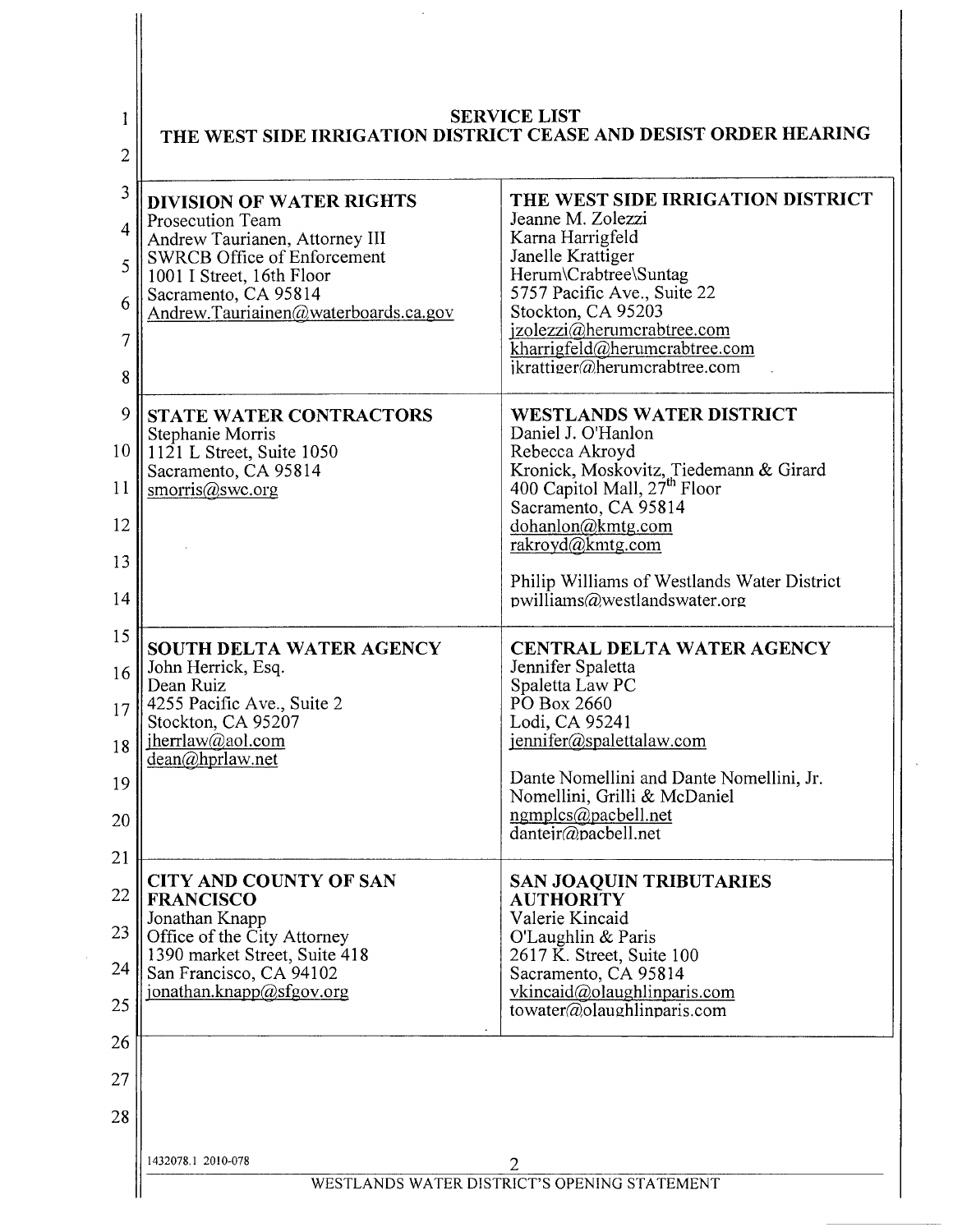**SERVICE LIST**
**THE WEST SIDE IRRIGATION DISTRICT CEASE AND DESIST ORDER HEARING**

| | |
|---|---|
| **DIVISION OF WATER RIGHTS**<br>Prosecution Team<br>Andrew Taurianen, Attorney III<br>SWRCB Office of Enforcement<br>1001 I Street, 16th Floor<br>Sacramento, CA 95814<br>Andrew.Tauriainen@waterboards.ca.gov | **THE WEST SIDE IRRIGATION DISTRICT**<br>Jeanne M. Zolezzi<br>Karna Harrigfeld<br>Janelle Krattiger<br>Herum\Crabtree\Suntag<br>5757 Pacific Ave., Suite 22<br>Stockton, CA 95203<br>jzolezzi@herumcrabtree.com<br>kharrigfeld@herumcrabtree.com<br>jkrattiger@herumcrabtree.com |
| **STATE WATER CONTRACTORS**<br>Stephanie Morris<br>1121 L Street, Suite 1050<br>Sacramento, CA 95814<br>smorris@swc.org | **WESTLANDS WATER DISTRICT**<br>Daniel J. O'Hanlon<br>Rebecca Akroyd<br>Kronick, Moskovitz, Tiedemann & Girard<br>400 Capitol Mall, 27th Floor<br>Sacramento, CA 95814<br>dohanlon@kmtg.com<br>rakroyd@kmtg.com<br><br>Philip Williams of Westlands Water District<br>pwilliams@westlandswater.org |
| **SOUTH DELTA WATER AGENCY**<br>John Herrick, Esq.<br>Dean Ruiz<br>4255 Pacific Ave., Suite 2<br>Stockton, CA 95207<br>jherrlaw@aol.com<br>dean@hprlaw.net | **CENTRAL DELTA WATER AGENCY**<br>Jennifer Spaletta<br>Spaletta Law PC<br>PO Box 2660<br>Lodi, CA 95241<br>jennifer@spalettalaw.com<br><br>Dante Nomellini and Dante Nomellini, Jr.<br>Nomellini, Grilli & McDaniel<br>ngmplcs@pacbell.net<br>danteir@pacbell.net |
| **CITY AND COUNTY OF SAN FRANCISCO**<br>Jonathan Knapp<br>Office of the City Attorney<br>1390 market Street, Suite 418<br>San Francisco, CA 94102<br>jonathan.knapp@sfgov.org | **SAN JOAQUIN TRIBUTARIES AUTHORITY**<br>Valerie Kincaid<br>O'Laughlin & Paris<br>2617 K. Street, Suite 100<br>Sacramento, CA 95814<br>vkincaid@olaughlinparis.com<br>towater@olaughlinparis.com |

1432078.1 2010-078

WESTLANDS WATER DISTRICT'S OPENING STATEMENT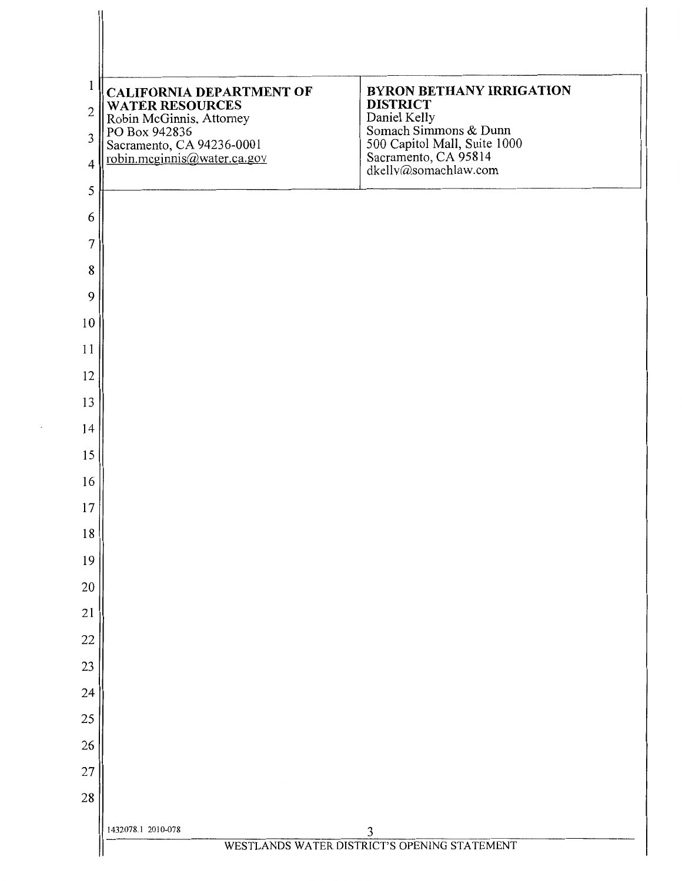| | |
|---|---|
| **CALIFORNIA DEPARTMENT OF WATER RESOURCES**<br>Robin McGinnis, Attorney<br>PO Box 942836<br>Sacramento, CA 94236-0001<br>robin.mcginnis@water.ca.gov | **BYRON BETHANY IRRIGATION DISTRICT**<br>Daniel Kelly<br>Somach Simmons & Dunn<br>500 Capitol Mall, Suite 1000<br>Sacramento, CA 95814<br>dkelly@somachlaw.com |